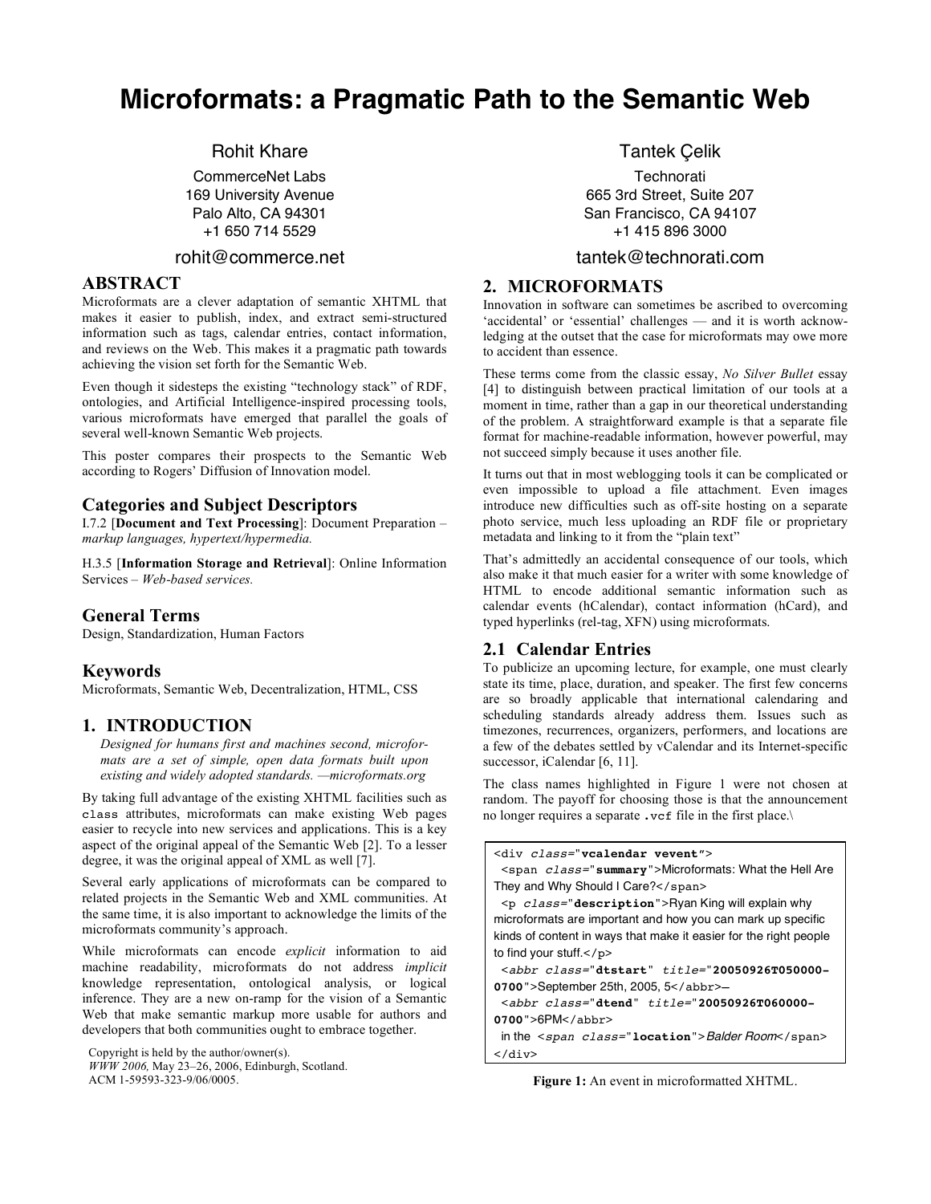# Microformats: a Pragmatic Path to the Semantic Web

Rohit Khare
CommerceNet Labs
169 University Avenue
Palo Alto, CA 94301
+1 650 714 5529
rohit@commerce.net

Tantek Çelik
Technorati
665 3rd Street, Suite 207
San Francisco, CA 94107
+1 415 896 3000
tantek@technorati.com

## ABSTRACT

Microformats are a clever adaptation of semantic XHTML that makes it easier to publish, index, and extract semi-structured information such as tags, calendar entries, contact information, and reviews on the Web. This makes it a pragmatic path towards achieving the vision set forth for the Semantic Web.

Even though it sidesteps the existing "technology stack" of RDF, ontologies, and Artificial Intelligence-inspired processing tools, various microformats have emerged that parallel the goals of several well-known Semantic Web projects.

This poster compares their prospects to the Semantic Web according to Rogers' Diffusion of Innovation model.

## Categories and Subject Descriptors

I.7.2 [**Document and Text Processing**]: Document Preparation – *markup languages, hypertext/hypermedia.*

H.3.5 [**Information Storage and Retrieval**]: Online Information Services – *Web-based services.*

## General Terms

Design, Standardization, Human Factors

## Keywords

Microformats, Semantic Web, Decentralization, HTML, CSS

## 1. INTRODUCTION

> *Designed for humans first and machines second, microformats are a set of simple, open data formats built upon existing and widely adopted standards. —microformats.org*

By taking full advantage of the existing XHTML facilities such as `class` attributes, microformats can make existing Web pages easier to recycle into new services and applications. This is a key aspect of the original appeal of the Semantic Web [2]. To a lesser degree, it was the original appeal of XML as well [7].

Several early applications of microformats can be compared to related projects in the Semantic Web and XML communities. At the same time, it is also important to acknowledge the limits of the microformats community's approach.

While microformats can encode *explicit* information to aid machine readability, microformats do not address *implicit* knowledge representation, ontological analysis, or logical inference. They are a new on-ramp for the vision of a Semantic Web that make semantic markup more usable for authors and developers that both communities ought to embrace together.

Copyright is held by the author/owner(s).
*WWW 2006,* May 23–26, 2006, Edinburgh, Scotland.
ACM 1-59593-323-9/06/0005.

## 2. MICROFORMATS

Innovation in software can sometimes be ascribed to overcoming 'accidental' or 'essential' challenges — and it is worth acknowledging at the outset that the case for microformats may owe more to accident than essence.

These terms come from the classic essay, *No Silver Bullet* essay [4] to distinguish between practical limitation of our tools at a moment in time, rather than a gap in our theoretical understanding of the problem. A straightforward example is that a separate file format for machine-readable information, however powerful, may not succeed simply because it uses another file.

It turns out that in most weblogging tools it can be complicated or even impossible to upload a file attachment. Even images introduce new difficulties such as off-site hosting on a separate photo service, much less uploading an RDF file or proprietary metadata and linking to it from the "plain text"

That's admittedly an accidental consequence of our tools, which also make it that much easier for a writer with some knowledge of HTML to encode additional semantic information such as calendar events (hCalendar), contact information (hCard), and typed hyperlinks (rel-tag, XFN) using microformats.

### 2.1 Calendar Entries

To publicize an upcoming lecture, for example, one must clearly state its time, place, duration, and speaker. The first few concerns are so broadly applicable that international calendaring and scheduling standards already address them. Issues such as timezones, recurrences, organizers, performers, and locations are a few of the debates settled by vCalendar and its Internet-specific successor, iCalendar [6, 11].

The class names highlighted in Figure 1 were not chosen at random. The payoff for choosing those is that the announcement no longer requires a separate `.vcf` file in the first place.\

```
<div class="vcalendar vevent">
 <span class="summary">Microformats: What the Hell Are
They and Why Should I Care?</span>
 <p class="description">Ryan King will explain why
microformats are important and how you can mark up specific
kinds of content in ways that make it easier for the right people
to find your stuff.</p>
 <abbr class="dtstart" title="20050926T050000-
0700">September 25th, 2005, 5</abbr>–
 <abbr class="dtend" title="20050926T060000-
0700">6PM</abbr>
 in the <span class="location">Balder Room</span>
</div>
```

**Figure 1:** An event in microformatted XHTML.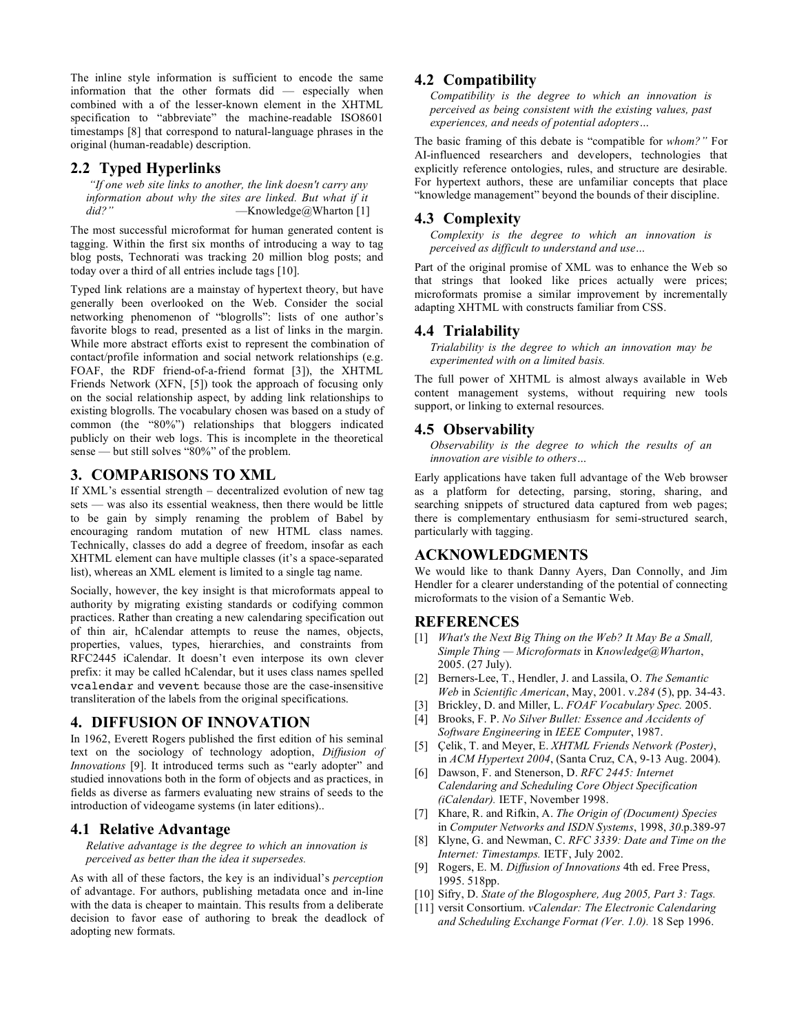The inline style information is sufficient to encode the same information that the other formats did — especially when combined with a of the lesser-known element in the XHTML specification to "abbreviate" the machine-readable ISO8601 timestamps [8] that correspond to natural-language phrases in the original (human-readable) description.

## 2.2 Typed Hyperlinks

> *"If one web site links to another, the link doesn't carry any information about why the sites are linked. But what if it did?"* —Knowledge@Wharton [1]

The most successful microformat for human generated content is tagging. Within the first six months of introducing a way to tag blog posts, Technorati was tracking 20 million blog posts; and today over a third of all entries include tags [10].

Typed link relations are a mainstay of hypertext theory, but have generally been overlooked on the Web. Consider the social networking phenomenon of "blogrolls": lists of one author's favorite blogs to read, presented as a list of links in the margin. While more abstract efforts exist to represent the combination of contact/profile information and social network relationships (e.g. FOAF, the RDF friend-of-a-friend format [3]), the XHTML Friends Network (XFN, [5]) took the approach of focusing only on the social relationship aspect, by adding link relationships to existing blogrolls. The vocabulary chosen was based on a study of common (the "80%") relationships that bloggers indicated publicly on their web logs. This is incomplete in the theoretical sense — but still solves "80%" of the problem.

# 3. COMPARISONS TO XML

If XML's essential strength – decentralized evolution of new tag sets — was also its essential weakness, then there would be little to be gain by simply renaming the problem of Babel by encouraging random mutation of new HTML class names. Technically, classes do add a degree of freedom, insofar as each XHTML element can have multiple classes (it's a space-separated list), whereas an XML element is limited to a single tag name.

Socially, however, the key insight is that microformats appeal to authority by migrating existing standards or codifying common practices. Rather than creating a new calendaring specification out of thin air, hCalendar attempts to reuse the names, objects, properties, values, types, hierarchies, and constraints from RFC2445 iCalendar. It doesn't even interpose its own clever prefix: it may be called hCalendar, but it uses class names spelled `vcalendar` and `vevent` because those are the case-insensitive transliteration of the labels from the original specifications.

# 4. DIFFUSION OF INNOVATION

In 1962, Everett Rogers published the first edition of his seminal text on the sociology of technology adoption, *Diffusion of Innovations* [9]. It introduced terms such as "early adopter" and studied innovations both in the form of objects and as practices, in fields as diverse as farmers evaluating new strains of seeds to the introduction of videogame systems (in later editions)..

## 4.1 Relative Advantage

> *Relative advantage is the degree to which an innovation is perceived as better than the idea it supersedes.*

As with all of these factors, the key is an individual's *perception* of advantage. For authors, publishing metadata once and in-line with the data is cheaper to maintain. This results from a deliberate decision to favor ease of authoring to break the deadlock of adopting new formats.

## 4.2 Compatibility

> *Compatibility is the degree to which an innovation is perceived as being consistent with the existing values, past experiences, and needs of potential adopters…*

The basic framing of this debate is "compatible for *whom?"* For AI-influenced researchers and developers, technologies that explicitly reference ontologies, rules, and structure are desirable. For hypertext authors, these are unfamiliar concepts that place "knowledge management" beyond the bounds of their discipline.

## 4.3 Complexity

> *Complexity is the degree to which an innovation is perceived as difficult to understand and use…*

Part of the original promise of XML was to enhance the Web so that strings that looked like prices actually were prices; microformats promise a similar improvement by incrementally adapting XHTML with constructs familiar from CSS.

## 4.4 Trialability

> *Trialability is the degree to which an innovation may be experimented with on a limited basis.*

The full power of XHTML is almost always available in Web content management systems, without requiring new tools support, or linking to external resources.

## 4.5 Observability

> *Observability is the degree to which the results of an innovation are visible to others…*

Early applications have taken full advantage of the Web browser as a platform for detecting, parsing, storing, sharing, and searching snippets of structured data captured from web pages; there is complementary enthusiasm for semi-structured search, particularly with tagging.

# ACKNOWLEDGMENTS

We would like to thank Danny Ayers, Dan Connolly, and Jim Hendler for a clearer understanding of the potential of connecting microformats to the vision of a Semantic Web.

# REFERENCES

[1] *What's the Next Big Thing on the Web? It May Be a Small, Simple Thing — Microformats* in *Knowledge@Wharton*, 2005. (27 July).

[2] Berners-Lee, T., Hendler, J. and Lassila, O. *The Semantic Web* in *Scientific American*, May, 2001. v.*284* (5), pp. 34-43.

[3] Brickley, D. and Miller, L. *FOAF Vocabulary Spec.* 2005.

[4] Brooks, F. P. *No Silver Bullet: Essence and Accidents of Software Engineering* in *IEEE Computer*, 1987.

[5] Çelik, T. and Meyer, E. *XHTML Friends Network (Poster)*, in *ACM Hypertext 2004*, (Santa Cruz, CA, 9-13 Aug. 2004).

[6] Dawson, F. and Stenerson, D. *RFC 2445: Internet Calendaring and Scheduling Core Object Specification (iCalendar).* IETF, November 1998.

[7] Khare, R. and Rifkin, A. *The Origin of (Document) Species* in *Computer Networks and ISDN Systems*, 1998, *30*.p.389-97

[8] Klyne, G. and Newman, C. *RFC 3339: Date and Time on the Internet: Timestamps.* IETF, July 2002.

[9] Rogers, E. M. *Diffusion of Innovations* 4th ed. Free Press, 1995. 518pp.

[10] Sifry, D. *State of the Blogosphere, Aug 2005, Part 3: Tags.*

[11] versit Consortium. *vCalendar: The Electronic Calendaring and Scheduling Exchange Format (Ver. 1.0).* 18 Sep 1996.